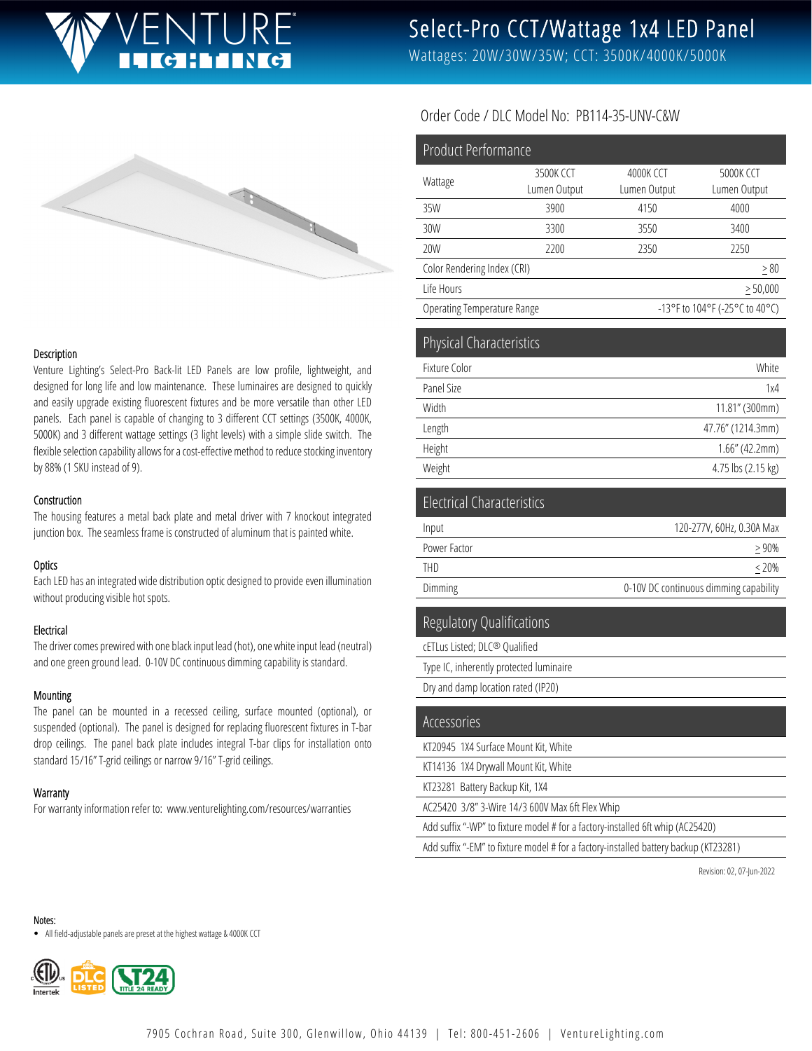# Select-Pro CCT/Wattage 1x4 LED Panel

Wattages: 20W/30W/35W; CCT: 3500K/4000K/5000K

Order Code / DLC Model No: PB114-35-UNV-C&W

### Description

Venture Lighting's Select-Pro Back-lit LED Panels are low profile, lightweight, and designed for long life and low maintenance. These luminaires are designed to quickly and easily upgrade existing fluorescent fixtures and be more versatile than other LED panels. Each panel is capable of changing to 3 different CCT settings (3500K, 4000K, 5000K) and 3 different wattage settings (3 light levels) with a simple slide switch. The flexible selection capability allows for a cost-effective method to reduce stocking inventory by 88% (1 SKU instead of 9).

### Construction

The housing features a metal back plate and metal driver with 7 knockout integrated junction box. The seamless frame is constructed of aluminum that is painted white.

### Optics

Each LED has an integrated wide distribution optic designed to provide even illumination without producing visible hot spots.

### Electrical

The driver comes prewired with one black input lead (hot), one white input lead (neutral) and one green ground lead. 0-10V DC continuous dimming capability is standard.

### Mounting

The panel can be mounted in a recessed ceiling, surface mounted (optional), or suspended (optional). The panel is designed for replacing fluorescent fixtures in T-bar drop ceilings. The panel back plate includes integral T-bar clips for installation onto standard 15/16" T-grid ceilings or narrow 9/16" T-grid ceilings.

### Warranty

For warranty information refer to: www.venturelighting.com/resources/warranties

## Product Performance

| Wattage | 3500K CCT Lumen Output | 4000K CCT Lumen Output | 5000K CCT Lumen Output |
|---|---|---|---|
| 35W | 3900 | 4150 | 4000 |
| 30W | 3300 | 3550 | 3400 |
| 20W | 2200 | 2350 | 2250 |
| Color Rendering Index (CRI) | | | ≥ 80 |
| Life Hours | | | ≥ 50,000 |
| Operating Temperature Range | | | -13°F to 104°F (-25°C to 40°C) |

## Physical Characteristics

| | |
|---|---|
| Fixture Color | White |
| Panel Size | 1x4 |
| Width | 11.81" (300mm) |
| Length | 47.76" (1214.3mm) |
| Height | 1.66" (42.2mm) |
| Weight | 4.75 lbs (2.15 kg) |

## Electrical Characteristics

| | |
|---|---|
| Input | 120-277V, 60Hz, 0.30A Max |
| Power Factor | ≥ 90% |
| THD | ≤ 20% |
| Dimming | 0-10V DC continuous dimming capability |

## Regulatory Qualifications

- cETLus Listed; DLC® Qualified
- Type IC, inherently protected luminaire
- Dry and damp location rated (IP20)

## Accessories

- KT20945 1X4 Surface Mount Kit, White
- KT14136 1X4 Drywall Mount Kit, White
- KT23281 Battery Backup Kit, 1X4
- AC25420 3/8" 3-Wire 14/3 600V Max 6ft Flex Whip
- Add suffix "-WP" to fixture model # for a factory-installed 6ft whip (AC25420)
- Add suffix "-EM" to fixture model # for a factory-installed battery backup (KT23281)

Revision: 02, 07-Jun-2022

Notes:

- All field-adjustable panels are preset at the highest wattage & 4000K CCT

7905 Cochran Road, Suite 300, Glenwillow, Ohio 44139 | Tel: 800-451-2606 | VentureLighting.com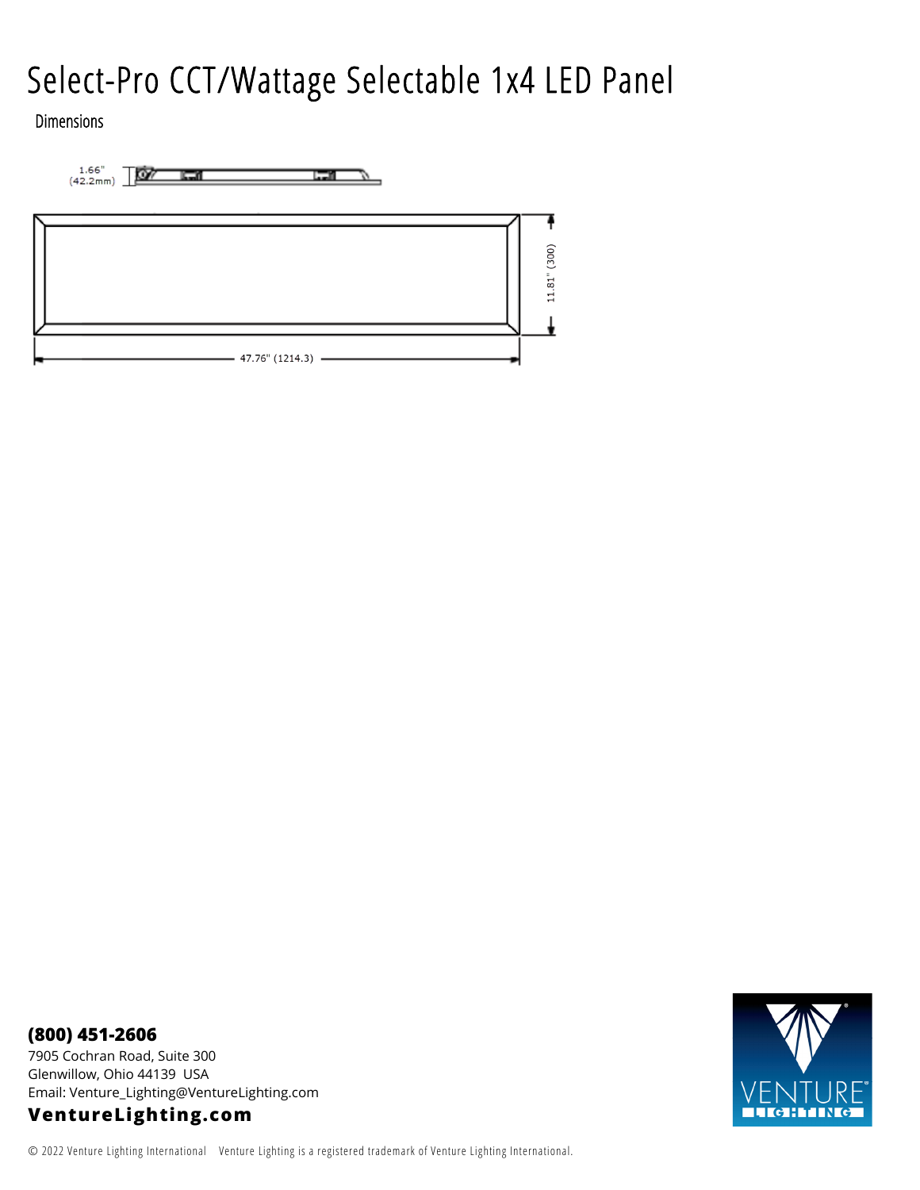# Select-Pro CCT/Wattage Selectable 1x4 LED Panel

Dimensions

1.66"
(42.2mm)

11.81" (300)

47.76" (1214.3)

**(800) 451-2606**
7905 Cochran Road, Suite 300
Glenwillow, Ohio 44139 USA
Email: Venture_Lighting@VentureLighting.com
**VentureLighting.com**

© 2022 Venture Lighting International Venture Lighting is a registered trademark of Venture Lighting International.